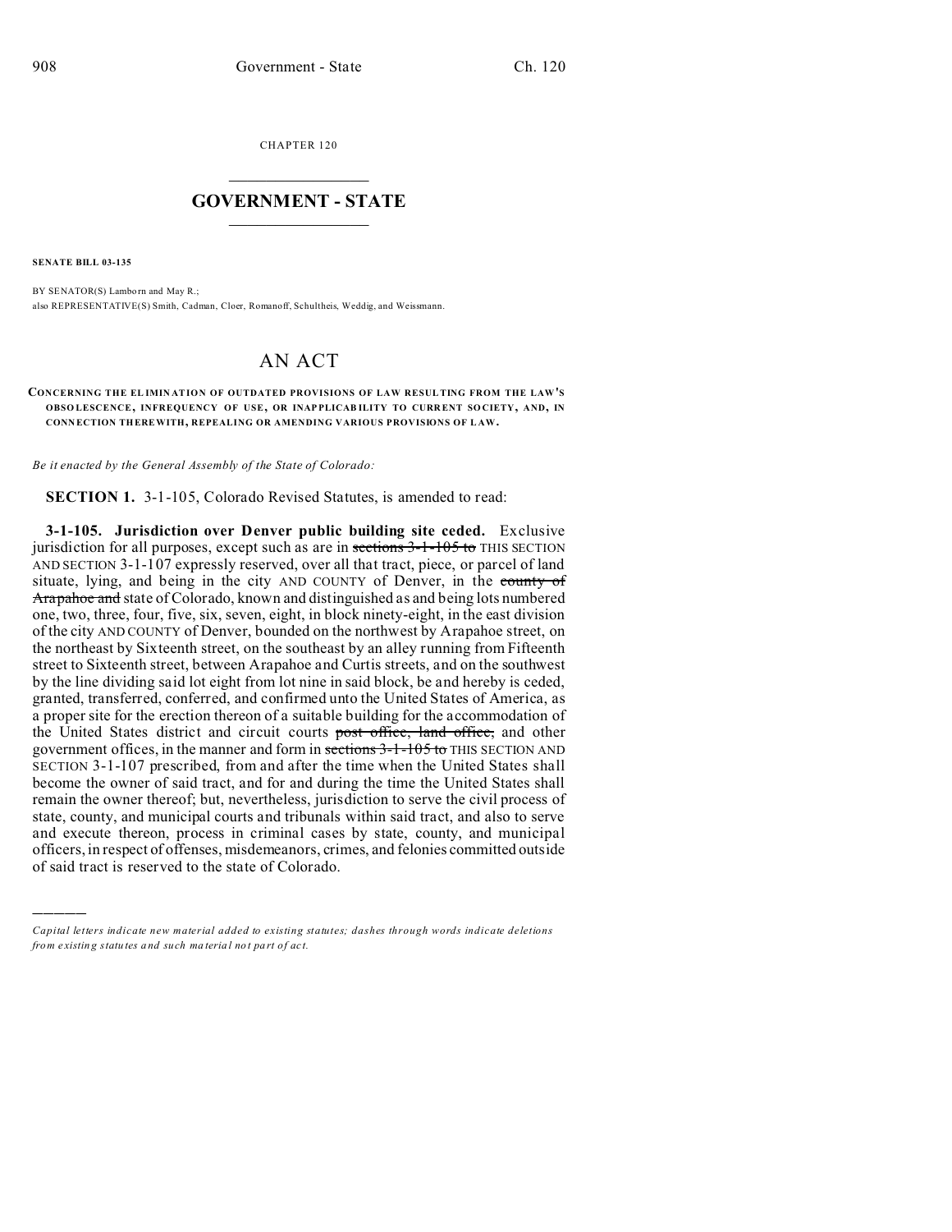CHAPTER 120

# GOVERNMENT - STATE

**SENATE BILL 03-135**

BY SENATOR(S) Lamborn and May R.;
also REPRESENTATIVE(S) Smith, Cadman, Cloer, Romanoff, Schultheis, Weddig, and Weissmann.

## AN ACT

**CONCERNING THE ELIMINATION OF OUTDATED PROVISIONS OF LAW RESULTING FROM THE LAW'S OBSOLESCENCE, INFREQUENCY OF USE, OR INAPPLICABILITY TO CURRENT SOCIETY, AND, IN CONNECTION THEREWITH, REPEALING OR AMENDING VARIOUS PROVISIONS OF LAW.**

*Be it enacted by the General Assembly of the State of Colorado:*

**SECTION 1.** 3-1-105, Colorado Revised Statutes, is amended to read:

**3-1-105. Jurisdiction over Denver public building site ceded.** Exclusive jurisdiction for all purposes, except such as are in ~~sections 3-1-105 to~~ THIS SECTION AND SECTION 3-1-107 expressly reserved, over all that tract, piece, or parcel of land situate, lying, and being in the city AND COUNTY of Denver, in the ~~county of Arapahoe and~~ state of Colorado, known and distinguished as and being lots numbered one, two, three, four, five, six, seven, eight, in block ninety-eight, in the east division of the city AND COUNTY of Denver, bounded on the northwest by Arapahoe street, on the northeast by Sixteenth street, on the southeast by an alley running from Fifteenth street to Sixteenth street, between Arapahoe and Curtis streets, and on the southwest by the line dividing said lot eight from lot nine in said block, be and hereby is ceded, granted, transferred, conferred, and confirmed unto the United States of America, as a proper site for the erection thereon of a suitable building for the accommodation of the United States district and circuit courts ~~post office, land office,~~ and other government offices, in the manner and form in ~~sections 3-1-105 to~~ THIS SECTION AND SECTION 3-1-107 prescribed, from and after the time when the United States shall become the owner of said tract, and for and during the time the United States shall remain the owner thereof; but, nevertheless, jurisdiction to serve the civil process of state, county, and municipal courts and tribunals within said tract, and also to serve and execute thereon, process in criminal cases by state, county, and municipal officers, in respect of offenses, misdemeanors, crimes, and felonies committed outside of said tract is reserved to the state of Colorado.

*Capital letters indicate new material added to existing statutes; dashes through words indicate deletions from existing statutes and such material not part of act.*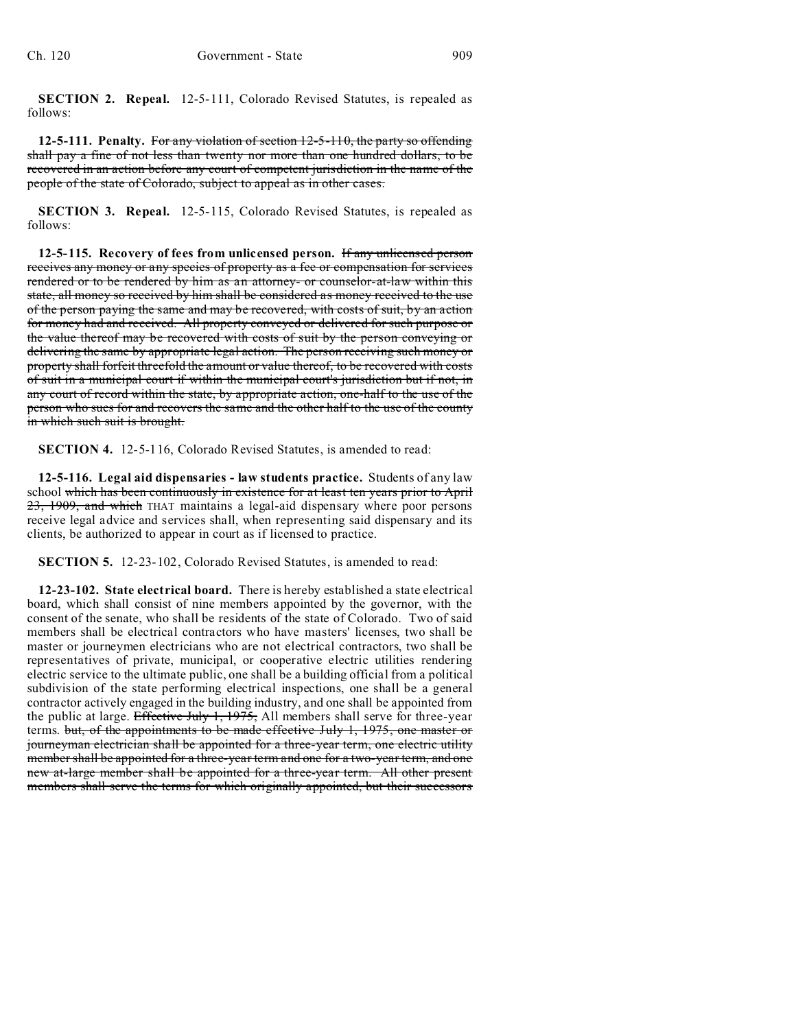**SECTION 2. Repeal.** 12-5-111, Colorado Revised Statutes, is repealed as follows:

**12-5-111. Penalty.** ~~For any violation of section 12-5-110, the party so offending shall pay a fine of not less than twenty nor more than one hundred dollars, to be recovered in an action before any court of competent jurisdiction in the name of the people of the state of Colorado, subject to appeal as in other cases.~~

**SECTION 3. Repeal.** 12-5-115, Colorado Revised Statutes, is repealed as follows:

**12-5-115. Recovery of fees from unlicensed person.** ~~If any unlicensed person receives any money or any species of property as a fee or compensation for services rendered or to be rendered by him as an attorney- or counselor-at-law within this state, all money so received by him shall be considered as money received to the use of the person paying the same and may be recovered, with costs of suit, by an action for money had and received. All property conveyed or delivered for such purpose or the value thereof may be recovered with costs of suit by the person conveying or delivering the same by appropriate legal action. The person receiving such money or property shall forfeit threefold the amount or value thereof, to be recovered with costs of suit in a municipal court if within the municipal court's jurisdiction but if not, in any court of record within the state, by appropriate action, one-half to the use of the person who sues for and recovers the same and the other half to the use of the county in which such suit is brought.~~

**SECTION 4.** 12-5-116, Colorado Revised Statutes, is amended to read:

**12-5-116. Legal aid dispensaries - law students practice.** Students of any law school ~~which has been continuously in existence for at least ten years prior to April 23, 1909, and which~~ THAT maintains a legal-aid dispensary where poor persons receive legal advice and services shall, when representing said dispensary and its clients, be authorized to appear in court as if licensed to practice.

**SECTION 5.** 12-23-102, Colorado Revised Statutes, is amended to read:

**12-23-102. State electrical board.** There is hereby established a state electrical board, which shall consist of nine members appointed by the governor, with the consent of the senate, who shall be residents of the state of Colorado. Two of said members shall be electrical contractors who have masters' licenses, two shall be master or journeymen electricians who are not electrical contractors, two shall be representatives of private, municipal, or cooperative electric utilities rendering electric service to the ultimate public, one shall be a building official from a political subdivision of the state performing electrical inspections, one shall be a general contractor actively engaged in the building industry, and one shall be appointed from the public at large. ~~Effective July 1, 1975,~~ All members shall serve for three-year terms. ~~but, of the appointments to be made effective July 1, 1975, one master or journeyman electrician shall be appointed for a three-year term, one electric utility member shall be appointed for a three-year term and one for a two-year term, and one new at-large member shall be appointed for a three-year term. All other present members shall serve the terms for which originally appointed, but their successors~~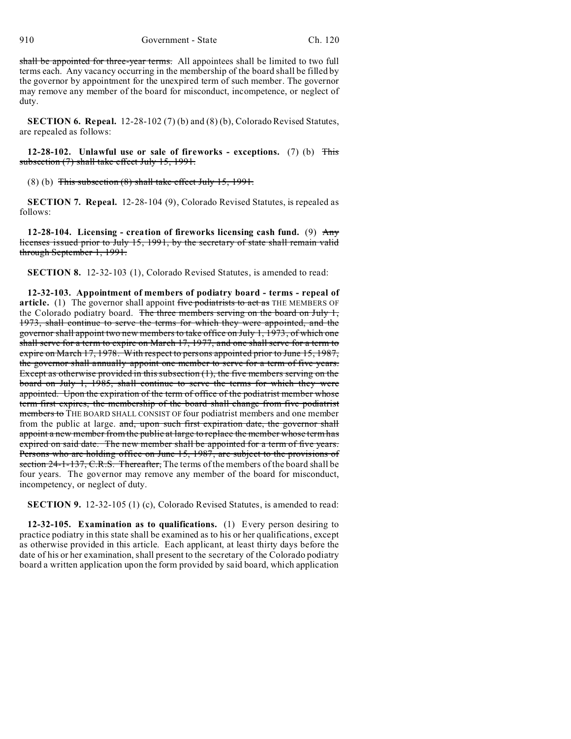~~shall be appointed for three-year terms.~~ All appointees shall be limited to two full terms each. Any vacancy occurring in the membership of the board shall be filled by the governor by appointment for the unexpired term of such member. The governor may remove any member of the board for misconduct, incompetence, or neglect of duty.

**SECTION 6. Repeal.** 12-28-102 (7) (b) and (8) (b), Colorado Revised Statutes, are repealed as follows:

**12-28-102. Unlawful use or sale of fireworks - exceptions.** (7) (b) ~~This subsection (7) shall take effect July 15, 1991.~~

(8) (b) ~~This subsection (8) shall take effect July 15, 1991.~~

**SECTION 7. Repeal.** 12-28-104 (9), Colorado Revised Statutes, is repealed as follows:

**12-28-104. Licensing - creation of fireworks licensing cash fund.** (9) ~~Any licenses issued prior to July 15, 1991, by the secretary of state shall remain valid through September 1, 1991.~~

**SECTION 8.** 12-32-103 (1), Colorado Revised Statutes, is amended to read:

**12-32-103. Appointment of members of podiatry board - terms - repeal of article.** (1) The governor shall appoint ~~five podiatrists to act as~~ THE MEMBERS OF the Colorado podiatry board. ~~The three members serving on the board on July 1, 1973, shall continue to serve the terms for which they were appointed, and the governor shall appoint two new members to take office on July 1, 1973, of which one shall serve for a term to expire on March 17, 1977, and one shall serve for a term to expire on March 17, 1978. With respect to persons appointed prior to June 15, 1987, the governor shall annually appoint one member to serve for a term of five years. Except as otherwise provided in this subsection (1), the five members serving on the board on July 1, 1985, shall continue to serve the terms for which they were appointed. Upon the expiration of the term of office of the podiatrist member whose term first expires, the membership of the board shall change from five podiatrist members to~~ THE BOARD SHALL CONSIST OF four podiatrist members and one member from the public at large. ~~and, upon such first expiration date, the governor shall appoint a new member from the public at large to replace the member whose term has expired on said date. The new member shall be appointed for a term of five years. Persons who are holding office on June 15, 1987, are subject to the provisions of section 24-1-137, C.R.S. Thereafter,~~ The terms of the members of the board shall be four years. The governor may remove any member of the board for misconduct, incompetency, or neglect of duty.

**SECTION 9.** 12-32-105 (1) (c), Colorado Revised Statutes, is amended to read:

**12-32-105. Examination as to qualifications.** (1) Every person desiring to practice podiatry in this state shall be examined as to his or her qualifications, except as otherwise provided in this article. Each applicant, at least thirty days before the date of his or her examination, shall present to the secretary of the Colorado podiatry board a written application upon the form provided by said board, which application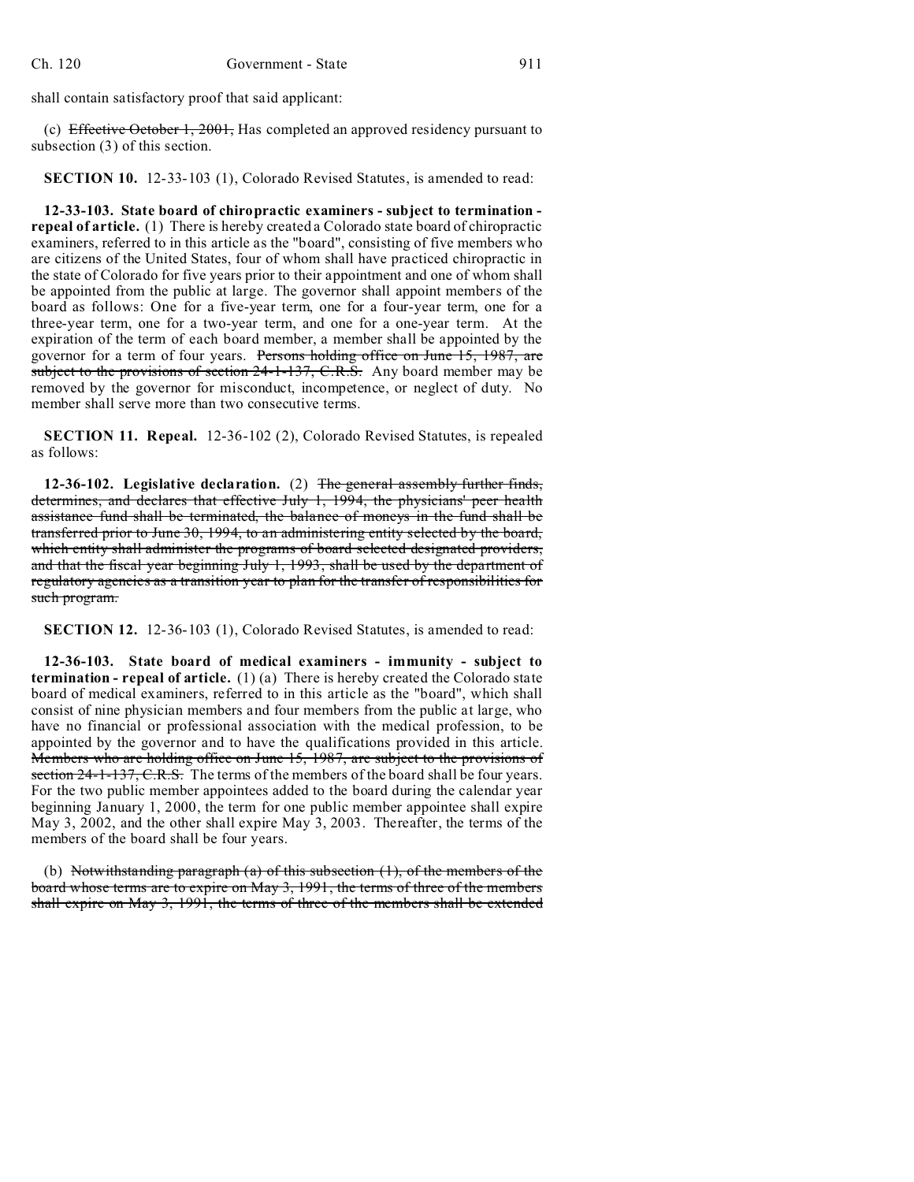shall contain satisfactory proof that said applicant:

(c) ~~Effective October 1, 2001,~~ Has completed an approved residency pursuant to subsection (3) of this section.

**SECTION 10.** 12-33-103 (1), Colorado Revised Statutes, is amended to read:

**12-33-103. State board of chiropractic examiners - subject to termination - repeal of article.** (1) There is hereby created a Colorado state board of chiropractic examiners, referred to in this article as the "board", consisting of five members who are citizens of the United States, four of whom shall have practiced chiropractic in the state of Colorado for five years prior to their appointment and one of whom shall be appointed from the public at large. The governor shall appoint members of the board as follows: One for a five-year term, one for a four-year term, one for a three-year term, one for a two-year term, and one for a one-year term. At the expiration of the term of each board member, a member shall be appointed by the governor for a term of four years. ~~Persons holding office on June 15, 1987, are subject to the provisions of section 24-1-137, C.R.S.~~ Any board member may be removed by the governor for misconduct, incompetence, or neglect of duty. No member shall serve more than two consecutive terms.

**SECTION 11. Repeal.** 12-36-102 (2), Colorado Revised Statutes, is repealed as follows:

**12-36-102. Legislative declaration.** (2) ~~The general assembly further finds, determines, and declares that effective July 1, 1994, the physicians' peer health assistance fund shall be terminated, the balance of moneys in the fund shall be transferred prior to June 30, 1994, to an administering entity selected by the board, which entity shall administer the programs of board selected designated providers, and that the fiscal year beginning July 1, 1993, shall be used by the department of regulatory agencies as a transition year to plan for the transfer of responsibilities for such program.~~

**SECTION 12.** 12-36-103 (1), Colorado Revised Statutes, is amended to read:

**12-36-103. State board of medical examiners - immunity - subject to termination - repeal of article.** (1) (a) There is hereby created the Colorado state board of medical examiners, referred to in this article as the "board", which shall consist of nine physician members and four members from the public at large, who have no financial or professional association with the medical profession, to be appointed by the governor and to have the qualifications provided in this article. ~~Members who are holding office on June 15, 1987, are subject to the provisions of section 24-1-137, C.R.S.~~ The terms of the members of the board shall be four years. For the two public member appointees added to the board during the calendar year beginning January 1, 2000, the term for one public member appointee shall expire May 3, 2002, and the other shall expire May 3, 2003. Thereafter, the terms of the members of the board shall be four years.

(b) ~~Notwithstanding paragraph (a) of this subsection (1), of the members of the board whose terms are to expire on May 3, 1991, the terms of three of the members shall expire on May 3, 1991, the terms of three of the members shall be extended~~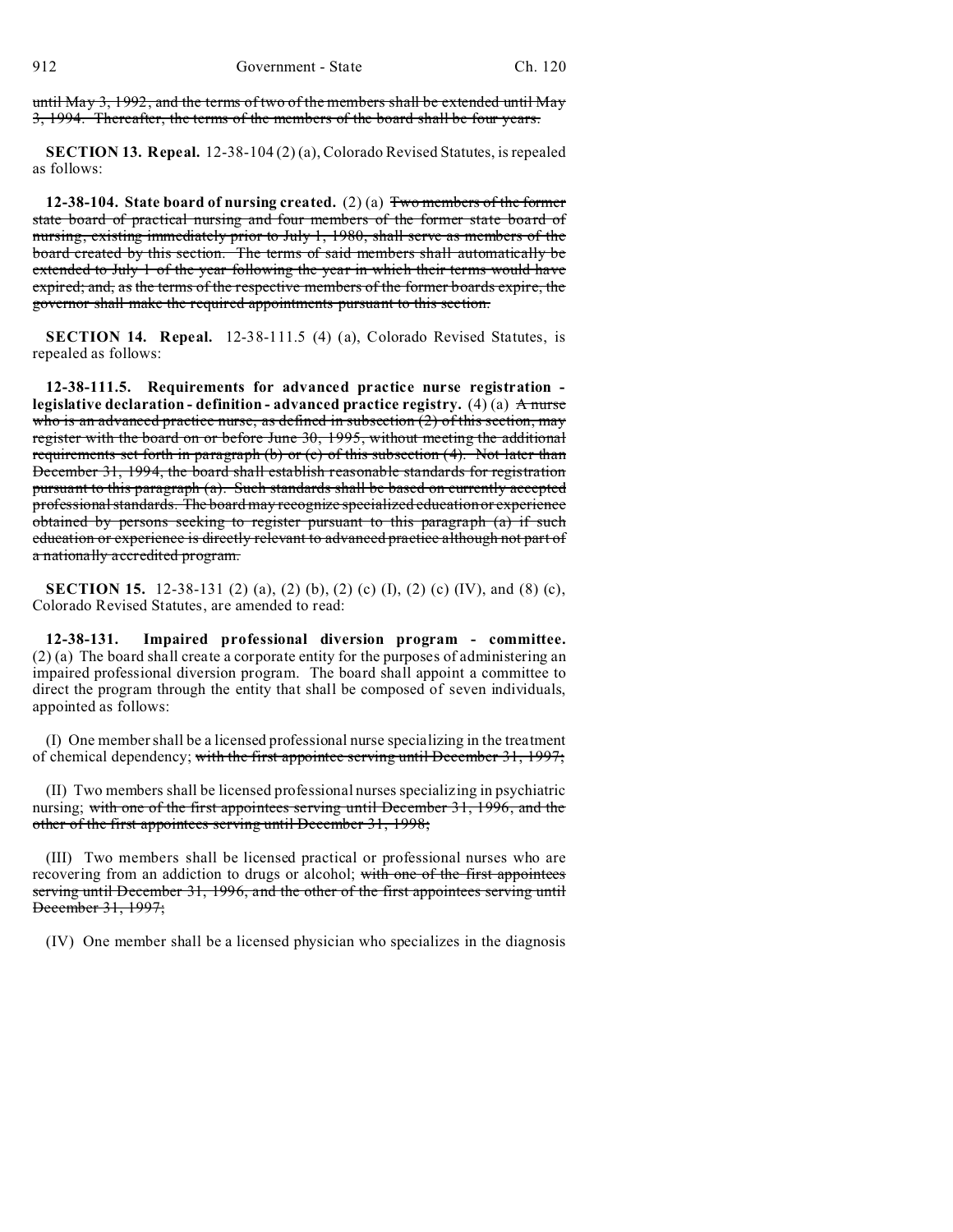~~until May 3, 1992, and the terms of two of the members shall be extended until May 3, 1994. Thereafter, the terms of the members of the board shall be four years.~~

**SECTION 13. Repeal.** 12-38-104 (2) (a), Colorado Revised Statutes, is repealed as follows:

**12-38-104. State board of nursing created.** (2) (a) ~~Two members of the former state board of practical nursing and four members of the former state board of nursing, existing immediately prior to July 1, 1980, shall serve as members of the board created by this section. The terms of said members shall automatically be extended to July 1 of the year following the year in which their terms would have expired; and, as the terms of the respective members of the former boards expire, the governor shall make the required appointments pursuant to this section.~~

**SECTION 14. Repeal.** 12-38-111.5 (4) (a), Colorado Revised Statutes, is repealed as follows:

**12-38-111.5. Requirements for advanced practice nurse registration - legislative declaration - definition - advanced practice registry.** (4) (a) ~~A nurse who is an advanced practice nurse, as defined in subsection (2) of this section, may register with the board on or before June 30, 1995, without meeting the additional requirements set forth in paragraph (b) or (c) of this subsection (4). Not later than December 31, 1994, the board shall establish reasonable standards for registration pursuant to this paragraph (a). Such standards shall be based on currently accepted professional standards. The board may recognize specialized education or experience obtained by persons seeking to register pursuant to this paragraph (a) if such education or experience is directly relevant to advanced practice although not part of a nationally accredited program.~~

**SECTION 15.** 12-38-131 (2) (a), (2) (b), (2) (c) (I), (2) (c) (IV), and (8) (c), Colorado Revised Statutes, are amended to read:

**12-38-131. Impaired professional diversion program - committee.** (2) (a) The board shall create a corporate entity for the purposes of administering an impaired professional diversion program. The board shall appoint a committee to direct the program through the entity that shall be composed of seven individuals, appointed as follows:

(I) One member shall be a licensed professional nurse specializing in the treatment of chemical dependency; ~~with the first appointee serving until December 31, 1997;~~

(II) Two members shall be licensed professional nurses specializing in psychiatric nursing; ~~with one of the first appointees serving until December 31, 1996, and the other of the first appointees serving until December 31, 1998;~~

(III) Two members shall be licensed practical or professional nurses who are recovering from an addiction to drugs or alcohol; ~~with one of the first appointees serving until December 31, 1996, and the other of the first appointees serving until December 31, 1997;~~

(IV) One member shall be a licensed physician who specializes in the diagnosis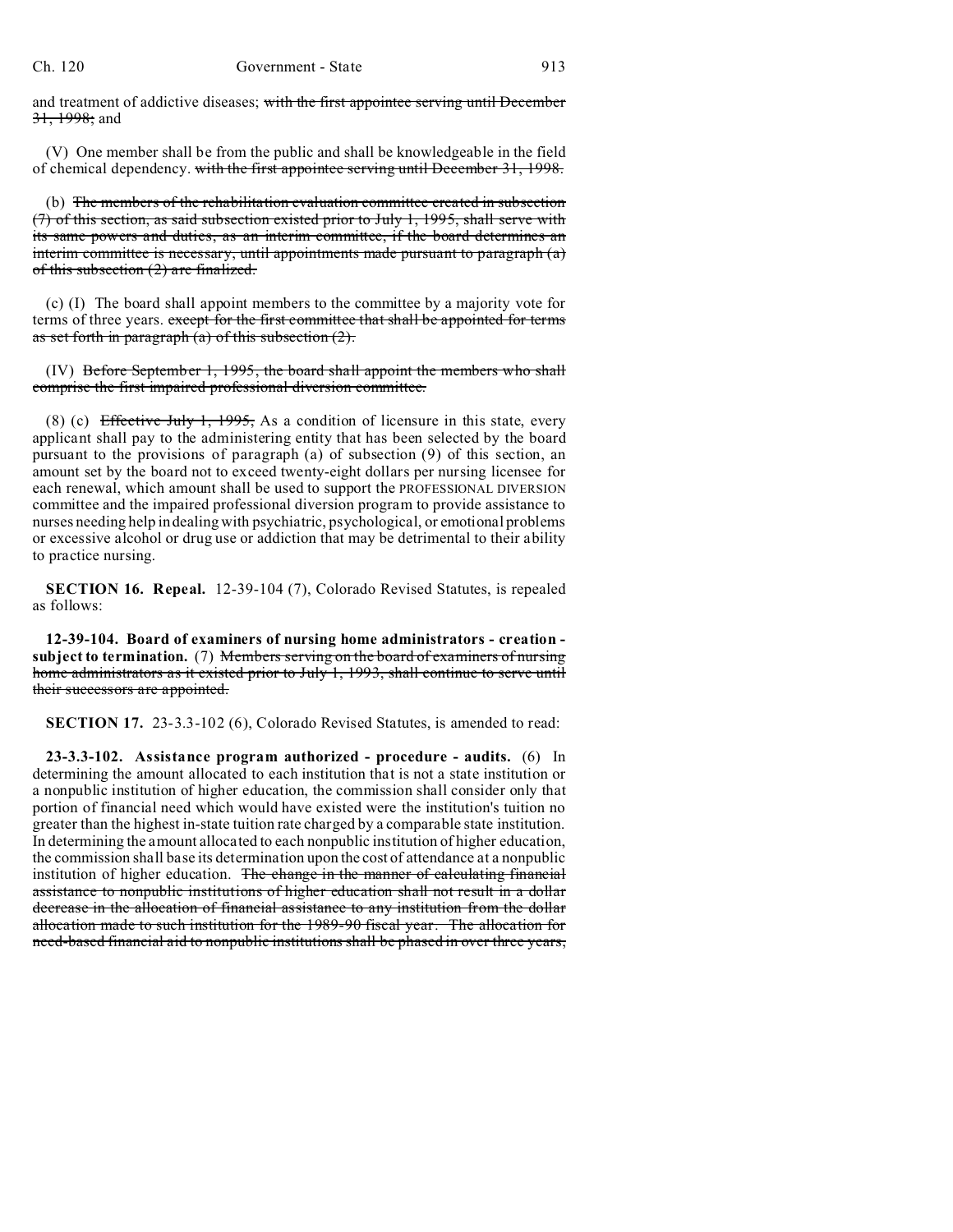and treatment of addictive diseases; ~~with the first appointee serving until December 31, 1998;~~ and

(V) One member shall be from the public and shall be knowledgeable in the field of chemical dependency. ~~with the first appointee serving until December 31, 1998.~~

(b) ~~The members of the rehabilitation evaluation committee created in subsection (7) of this section, as said subsection existed prior to July 1, 1995, shall serve with its same powers and duties, as an interim committee, if the board determines an interim committee is necessary, until appointments made pursuant to paragraph (a) of this subsection (2) are finalized.~~

(c) (I) The board shall appoint members to the committee by a majority vote for terms of three years. ~~except for the first committee that shall be appointed for terms as set forth in paragraph (a) of this subsection (2).~~

(IV) ~~Before September 1, 1995, the board shall appoint the members who shall comprise the first impaired professional diversion committee.~~

(8) (c) ~~Effective July 1, 1995,~~ As a condition of licensure in this state, every applicant shall pay to the administering entity that has been selected by the board pursuant to the provisions of paragraph (a) of subsection (9) of this section, an amount set by the board not to exceed twenty-eight dollars per nursing licensee for each renewal, which amount shall be used to support the PROFESSIONAL DIVERSION committee and the impaired professional diversion program to provide assistance to nurses needing help in dealing with psychiatric, psychological, or emotional problems or excessive alcohol or drug use or addiction that may be detrimental to their ability to practice nursing.

**SECTION 16. Repeal.** 12-39-104 (7), Colorado Revised Statutes, is repealed as follows:

**12-39-104. Board of examiners of nursing home administrators - creation - subject to termination.** (7) ~~Members serving on the board of examiners of nursing home administrators as it existed prior to July 1, 1993, shall continue to serve until their successors are appointed.~~

**SECTION 17.** 23-3.3-102 (6), Colorado Revised Statutes, is amended to read:

**23-3.3-102. Assistance program authorized - procedure - audits.** (6) In determining the amount allocated to each institution that is not a state institution or a nonpublic institution of higher education, the commission shall consider only that portion of financial need which would have existed were the institution's tuition no greater than the highest in-state tuition rate charged by a comparable state institution. In determining the amount allocated to each nonpublic institution of higher education, the commission shall base its determination upon the cost of attendance at a nonpublic institution of higher education. ~~The change in the manner of calculating financial assistance to nonpublic institutions of higher education shall not result in a dollar decrease in the allocation of financial assistance to any institution from the dollar allocation made to such institution for the 1989-90 fiscal year. The allocation for need-based financial aid to nonpublic institutions shall be phased in over three years,~~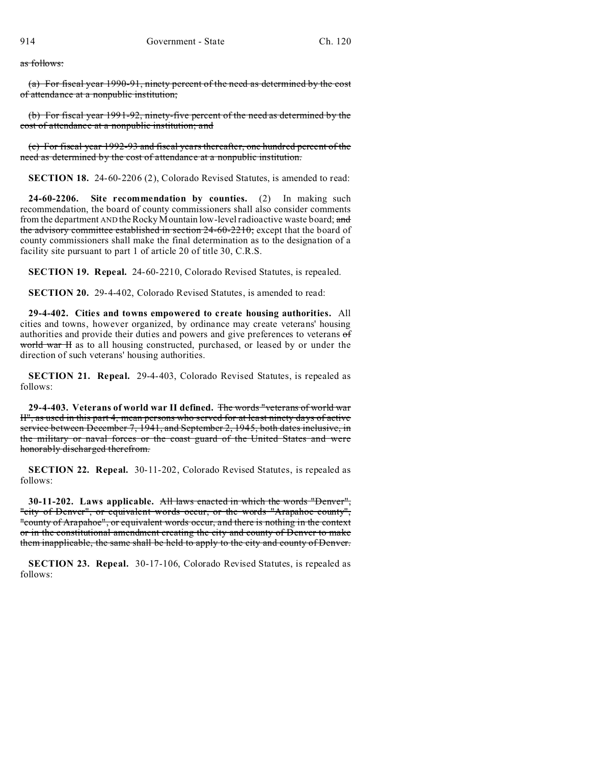as follows:

(a) For fiscal year 1990-91, ninety percent of the need as determined by the cost of attendance at a nonpublic institution;

(b) For fiscal year 1991-92, ninety-five percent of the need as determined by the cost of attendance at a nonpublic institution; and

(c) For fiscal year 1992-93 and fiscal years thereafter, one hundred percent of the need as determined by the cost of attendance at a nonpublic institution.

**SECTION 18.** 24-60-2206 (2), Colorado Revised Statutes, is amended to read:

**24-60-2206. Site recommendation by counties.** (2) In making such recommendation, the board of county commissioners shall also consider comments from the department AND the Rocky Mountain low-level radioactive waste board; and the advisory committee established in section 24-60-2210; except that the board of county commissioners shall make the final determination as to the designation of a facility site pursuant to part 1 of article 20 of title 30, C.R.S.

**SECTION 19. Repeal.** 24-60-2210, Colorado Revised Statutes, is repealed.

**SECTION 20.** 29-4-402, Colorado Revised Statutes, is amended to read:

**29-4-402. Cities and towns empowered to create housing authorities.** All cities and towns, however organized, by ordinance may create veterans' housing authorities and provide their duties and powers and give preferences to veterans of world war II as to all housing constructed, purchased, or leased by or under the direction of such veterans' housing authorities.

**SECTION 21. Repeal.** 29-4-403, Colorado Revised Statutes, is repealed as follows:

**29-4-403. Veterans of world war II defined.** The words "veterans of world war II", as used in this part 4, mean persons who served for at least ninety days of active service between December 7, 1941, and September 2, 1945, both dates inclusive, in the military or naval forces or the coast guard of the United States and were honorably discharged therefrom.

**SECTION 22. Repeal.** 30-11-202, Colorado Revised Statutes, is repealed as follows:

**30-11-202. Laws applicable.** All laws enacted in which the words "Denver", "city of Denver", or equivalent words occur, or the words "Arapahoe county", "county of Arapahoe", or equivalent words occur, and there is nothing in the context or in the constitutional amendment creating the city and county of Denver to make them inapplicable, the same shall be held to apply to the city and county of Denver.

**SECTION 23. Repeal.** 30-17-106, Colorado Revised Statutes, is repealed as follows: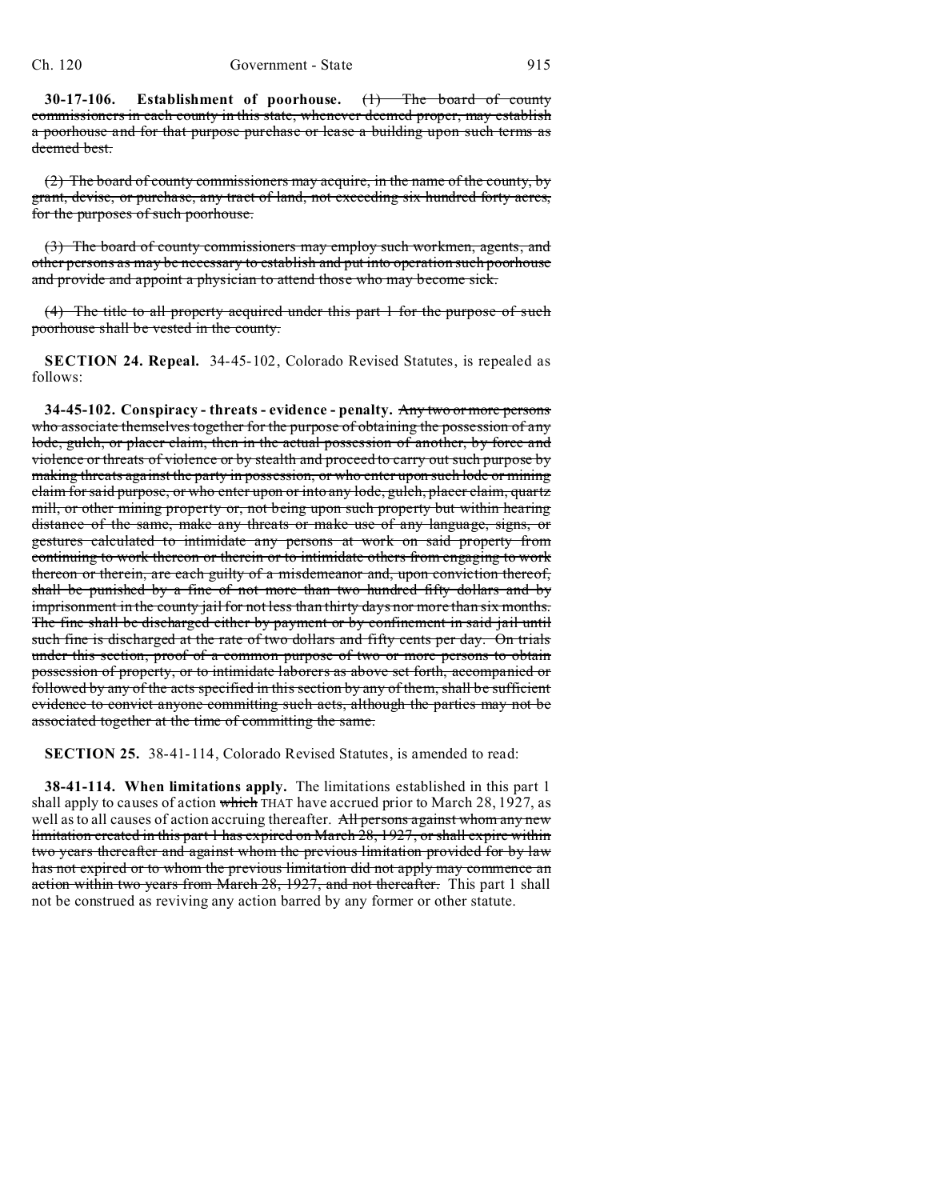**30-17-106. Establishment of poorhouse.** ~~(1) The board of county commissioners in each county in this state, whenever deemed proper, may establish a poorhouse and for that purpose purchase or lease a building upon such terms as deemed best.~~

~~(2) The board of county commissioners may acquire, in the name of the county, by grant, devise, or purchase, any tract of land, not exceeding six hundred forty acres, for the purposes of such poorhouse.~~

~~(3) The board of county commissioners may employ such workmen, agents, and other persons as may be necessary to establish and put into operation such poorhouse and provide and appoint a physician to attend those who may become sick.~~

~~(4) The title to all property acquired under this part 1 for the purpose of such poorhouse shall be vested in the county.~~

**SECTION 24. Repeal.** 34-45-102, Colorado Revised Statutes, is repealed as follows:

**34-45-102. Conspiracy - threats - evidence - penalty.** ~~Any two or more persons who associate themselves together for the purpose of obtaining the possession of any lode, gulch, or placer claim, then in the actual possession of another, by force and violence or threats of violence or by stealth and proceed to carry out such purpose by making threats against the party in possession, or who enter upon such lode or mining claim for said purpose, or who enter upon or into any lode, gulch, placer claim, quartz mill, or other mining property or, not being upon such property but within hearing distance of the same, make any threats or make use of any language, signs, or gestures calculated to intimidate any persons at work on said property from continuing to work thereon or therein or to intimidate others from engaging to work thereon or therein, are each guilty of a misdemeanor and, upon conviction thereof, shall be punished by a fine of not more than two hundred fifty dollars and by imprisonment in the county jail for not less than thirty days nor more than six months. The fine shall be discharged either by payment or by confinement in said jail until such fine is discharged at the rate of two dollars and fifty cents per day. On trials under this section, proof of a common purpose of two or more persons to obtain possession of property, or to intimidate laborers as above set forth, accompanied or followed by any of the acts specified in this section by any of them, shall be sufficient evidence to convict anyone committing such acts, although the parties may not be associated together at the time of committing the same.~~

**SECTION 25.** 38-41-114, Colorado Revised Statutes, is amended to read:

**38-41-114. When limitations apply.** The limitations established in this part 1 shall apply to causes of action ~~which~~ THAT have accrued prior to March 28, 1927, as well as to all causes of action accruing thereafter. ~~All persons against whom any new limitation created in this part 1 has expired on March 28, 1927, or shall expire within two years thereafter and against whom the previous limitation provided for by law has not expired or to whom the previous limitation did not apply may commence an action within two years from March 28, 1927, and not thereafter.~~ This part 1 shall not be construed as reviving any action barred by any former or other statute.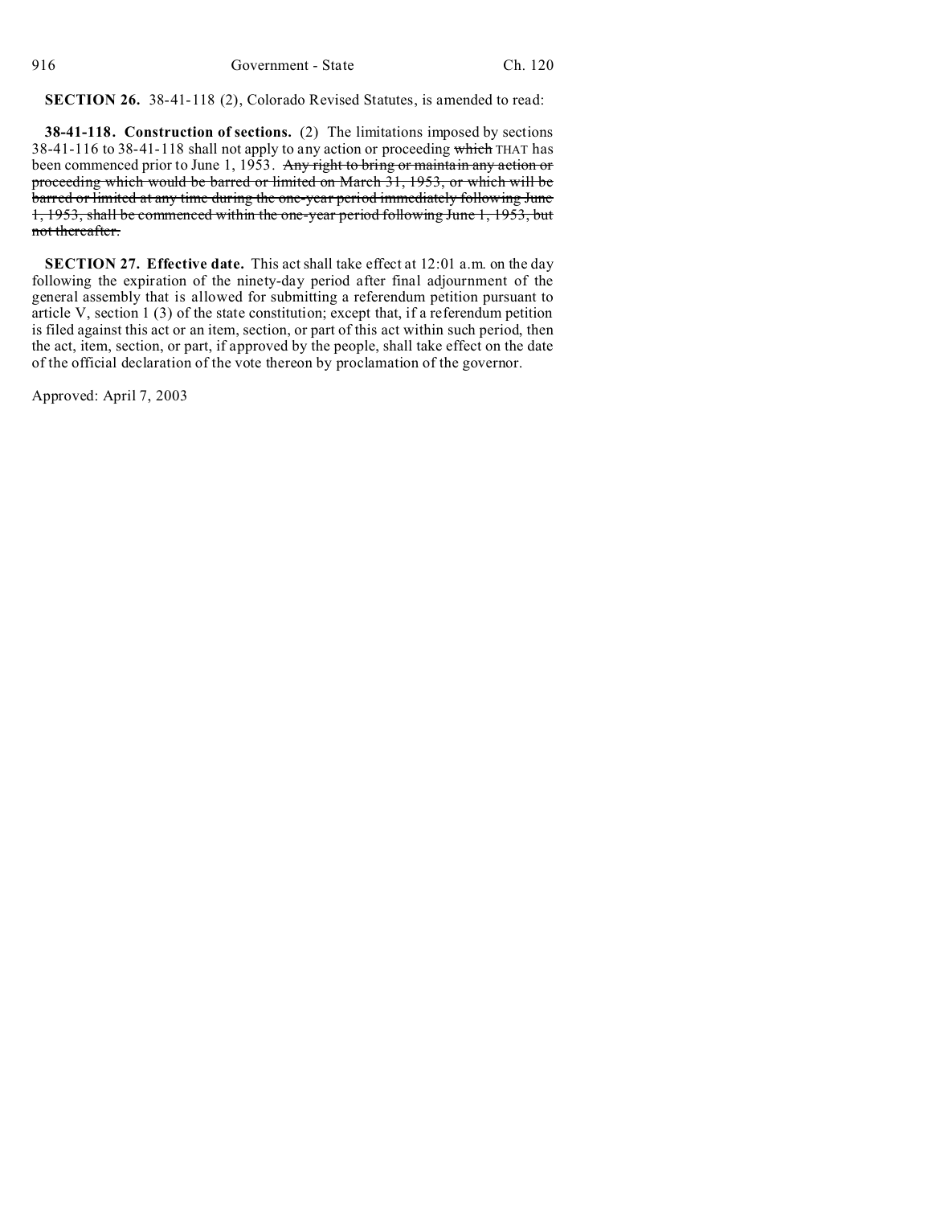**SECTION 26.** 38-41-118 (2), Colorado Revised Statutes, is amended to read:

**38-41-118. Construction of sections.** (2) The limitations imposed by sections 38-41-116 to 38-41-118 shall not apply to any action or proceeding ~~which~~ THAT has been commenced prior to June 1, 1953. ~~Any right to bring or maintain any action or proceeding which would be barred or limited on March 31, 1953, or which will be barred or limited at any time during the one-year period immediately following June 1, 1953, shall be commenced within the one-year period following June 1, 1953, but not thereafter.~~

**SECTION 27. Effective date.** This act shall take effect at 12:01 a.m. on the day following the expiration of the ninety-day period after final adjournment of the general assembly that is allowed for submitting a referendum petition pursuant to article V, section 1 (3) of the state constitution; except that, if a referendum petition is filed against this act or an item, section, or part of this act within such period, then the act, item, section, or part, if approved by the people, shall take effect on the date of the official declaration of the vote thereon by proclamation of the governor.

Approved: April 7, 2003